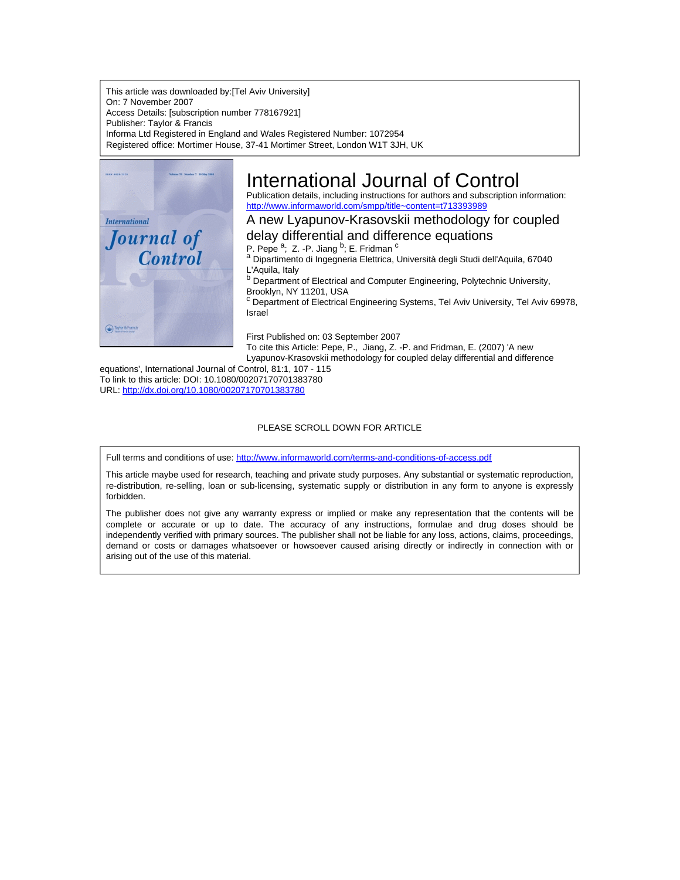This article was downloaded by:[Tel Aviv University]
On: 7 November 2007
Access Details: [subscription number 778167921]
Publisher: Taylor & Francis
Informa Ltd Registered in England and Wales Registered Number: 1072954
Registered office: Mortimer House, 37-41 Mortimer Street, London W1T 3JH, UK

# International Journal of Control

Publication details, including instructions for authors and subscription information:
http://www.informaworld.com/smpp/title~content=t713393989

## A new Lyapunov-Krasovskii methodology for coupled delay differential and difference equations

P. Pepe [a]; Z. -P. Jiang [b]; E. Fridman [c]

[a] Dipartimento di Ingegneria Elettrica, Università degli Studi dell'Aquila, 67040 L'Aquila, Italy

[b] Department of Electrical and Computer Engineering, Polytechnic University, Brooklyn, NY 11201, USA

[c] Department of Electrical Engineering Systems, Tel Aviv University, Tel Aviv 69978, Israel

First Published on: 03 September 2007

To cite this Article: Pepe, P., Jiang, Z. -P. and Fridman, E. (2007) 'A new Lyapunov-Krasovskii methodology for coupled delay differential and difference equations', International Journal of Control, 81:1, 107 - 115

To link to this article: DOI: 10.1080/00207170701383780

URL: http://dx.doi.org/10.1080/00207170701383780

PLEASE SCROLL DOWN FOR ARTICLE

Full terms and conditions of use: http://www.informaworld.com/terms-and-conditions-of-access.pdf

This article maybe used for research, teaching and private study purposes. Any substantial or systematic reproduction, re-distribution, re-selling, loan or sub-licensing, systematic supply or distribution in any form to anyone is expressly forbidden.

The publisher does not give any warranty express or implied or make any representation that the contents will be complete or accurate or up to date. The accuracy of any instructions, formulae and drug doses should be independently verified with primary sources. The publisher shall not be liable for any loss, actions, claims, proceedings, demand or costs or damages whatsoever or howsoever caused arising directly or indirectly in connection with or arising out of the use of this material.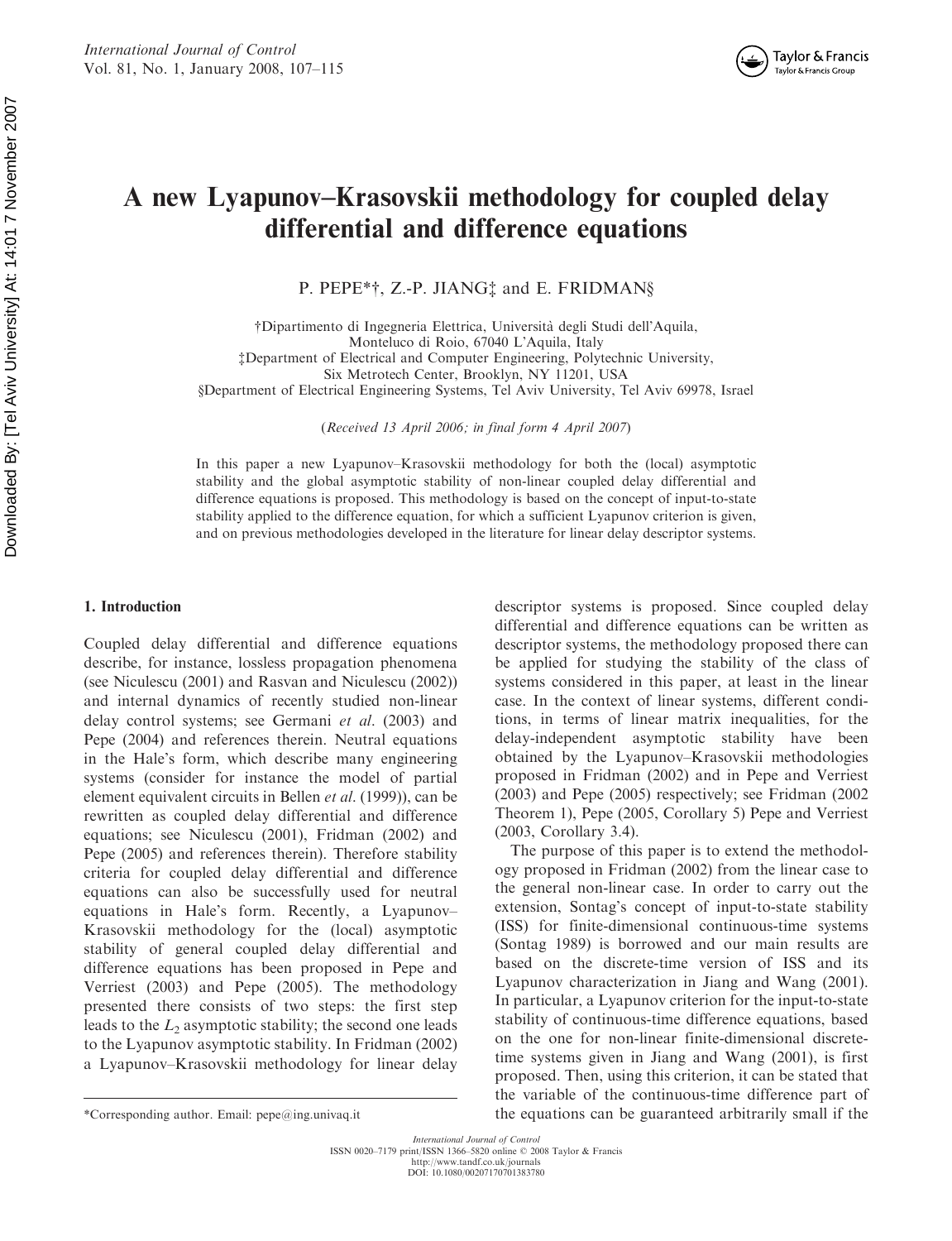# A new Lyapunov–Krasovskii methodology for coupled delay differential and difference equations

P. PEPE*†, Z.-P. JIANG‡ and E. FRIDMAN§

†Dipartimento di Ingegneria Elettrica, Università degli Studi dell'Aquila, Monteluco di Roio, 67040 L'Aquila, Italy
‡Department of Electrical and Computer Engineering, Polytechnic University, Six Metrotech Center, Brooklyn, NY 11201, USA
§Department of Electrical Engineering Systems, Tel Aviv University, Tel Aviv 69978, Israel

(*Received 13 April 2006; in final form 4 April 2007*)

In this paper a new Lyapunov–Krasovskii methodology for both the (local) asymptotic stability and the global asymptotic stability of non-linear coupled delay differential and difference equations is proposed. This methodology is based on the concept of input-to-state stability applied to the difference equation, for which a sufficient Lyapunov criterion is given, and on previous methodologies developed in the literature for linear delay descriptor systems.

## 1. Introduction

Coupled delay differential and difference equations describe, for instance, lossless propagation phenomena (see Niculescu (2001) and Rasvan and Niculescu (2002)) and internal dynamics of recently studied non-linear delay control systems; see Germani *et al*. (2003) and Pepe (2004) and references therein. Neutral equations in the Hale's form, which describe many engineering systems (consider for instance the model of partial element equivalent circuits in Bellen *et al*. (1999)), can be rewritten as coupled delay differential and difference equations; see Niculescu (2001), Fridman (2002) and Pepe (2005) and references therein). Therefore stability criteria for coupled delay differential and difference equations can also be successfully used for neutral equations in Hale's form. Recently, a Lyapunov–Krasovskii methodology for the (local) asymptotic stability of general coupled delay differential and difference equations has been proposed in Pepe and Verriest (2003) and Pepe (2005). The methodology presented there consists of two steps: the first step leads to the $L_2$ asymptotic stability; the second one leads to the Lyapunov asymptotic stability. In Fridman (2002) a Lyapunov–Krasovskii methodology for linear delay descriptor systems is proposed. Since coupled delay differential and difference equations can be written as descriptor systems, the methodology proposed there can be applied for studying the stability of the class of systems considered in this paper, at least in the linear case. In the context of linear systems, different conditions, in terms of linear matrix inequalities, for the delay-independent asymptotic stability have been obtained by the Lyapunov–Krasovskii methodologies proposed in Fridman (2002) and in Pepe and Verriest (2003) and Pepe (2005) respectively; see Fridman (2002 Theorem 1), Pepe (2005, Corollary 5) Pepe and Verriest (2003, Corollary 3.4).

The purpose of this paper is to extend the methodology proposed in Fridman (2002) from the linear case to the general non-linear case. In order to carry out the extension, Sontag's concept of input-to-state stability (ISS) for finite-dimensional continuous-time systems (Sontag 1989) is borrowed and our main results are based on the discrete-time version of ISS and its Lyapunov characterization in Jiang and Wang (2001). In particular, a Lyapunov criterion for the input-to-state stability of continuous-time difference equations, based on the one for non-linear finite-dimensional discrete-time systems given in Jiang and Wang (2001), is first proposed. Then, using this criterion, it can be stated that the variable of the continuous-time difference part of the equations can be guaranteed arbitrarily small if the

*Corresponding author. Email: pepe@ing.univaq.it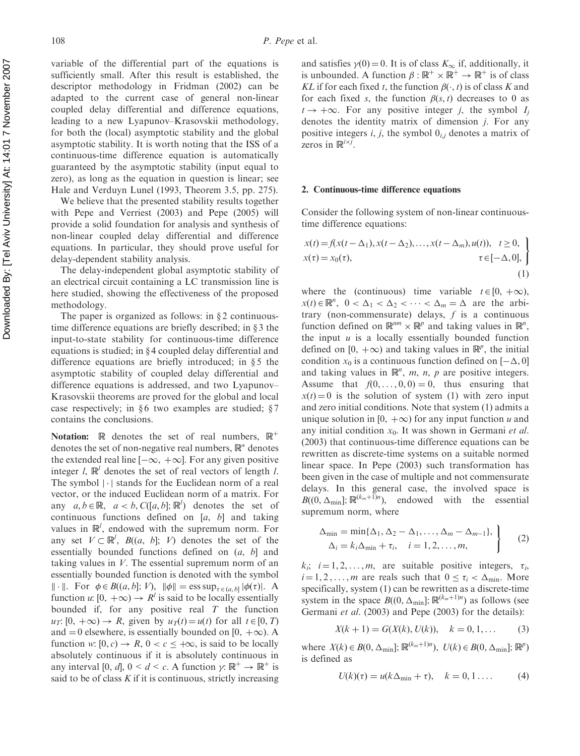variable of the differential part of the equations is sufficiently small. After this result is established, the descriptor methodology in Fridman (2002) can be adapted to the current case of general non-linear coupled delay differential and difference equations, leading to a new Lyapunov–Krasovskii methodology, for both the (local) asymptotic stability and the global asymptotic stability. It is worth noting that the ISS of a continuous-time difference equation is automatically guaranteed by the asymptotic stability (input equal to zero), as long as the equation in question is linear; see Hale and Verduyn Lunel (1993, Theorem 3.5, pp. 275).

We believe that the presented stability results together with Pepe and Verriest (2003) and Pepe (2005) will provide a solid foundation for analysis and synthesis of non-linear coupled delay differential and difference equations. In particular, they should prove useful for delay-dependent stability analysis.

The delay-independent global asymptotic stability of an electrical circuit containing a LC transmission line is here studied, showing the effectiveness of the proposed methodology.

The paper is organized as follows: in § 2 continuous-time difference equations are briefly described; in § 3 the input-to-state stability for continuous-time difference equations is studied; in § 4 coupled delay differential and difference equations are briefly introduced; in § 5 the asymptotic stability of coupled delay differential and difference equations is addressed, and two Lyapunov–Krasovskii theorems are proved for the global and local case respectively; in § 6 two examples are studied; § 7 contains the conclusions.

**Notation:** $\mathbb{R}$ denotes the set of real numbers, $\mathbb{R}^+$ denotes the set of non-negative real numbers, $\mathbb{R}^*$ denotes the extended real line $[-\infty, +\infty]$. For any given positive integer $l$, $\mathbb{R}^l$ denotes the set of real vectors of length $l$. The symbol $|\cdot|$ stands for the Euclidean norm of a real vector, or the induced Euclidean norm of a matrix. For any $a, b \in \mathbb{R}$, $a < b$, $C([a, b]; \mathbb{R}^l)$ denotes the set of continuous functions defined on $[a, b]$ and taking values in $\mathbb{R}^l$, endowed with the supremum norm. For any set $V \subset \mathbb{R}^l$, $B((a, b]; V)$ denotes the set of the essentially bounded functions defined on $(a, b]$ and taking values in $V$. The essential supremum norm of an essentially bounded function is denoted with the symbol $\|\cdot\|$. For $\phi \in B((a, b]; V)$, $\|\phi\| = \text{ess sup}_{\tau \in (a,b]} |\phi(\tau)|$. A function $u$: $[0, +\infty) \to R^l$ is said to be locally essentially bounded if, for any positive real $T$ the function $u_T$: $[0, +\infty) \to R$, given by $u_T(t) = u(t)$ for all $t \in [0, T)$ and $= 0$ elsewhere, is essentially bounded on $[0, +\infty)$. A function $w$: $[0, c) \to R$, $0 < c \leq +\infty$, is said to be locally absolutely continuous if it is absolutely continuous in any interval $[0, d]$, $0 < d < c$. A function $\gamma$: $\mathbb{R}^+ \to \mathbb{R}^+$ is said to be of class $K$ if it is continuous, strictly increasing and satisfies $\gamma(0) = 0$. It is of class $K_\infty$ if, additionally, it is unbounded. A function $\beta : \mathbb{R}^+ \times \mathbb{R}^+ \to \mathbb{R}^+$ is of class $KL$ if for each fixed $t$, the function $\beta(\cdot, t)$ is of class $K$ and for each fixed $s$, the function $\beta(s, t)$ decreases to 0 as $t \to +\infty$. For any positive integer $j$, the symbol $I_j$ denotes the identity matrix of dimension $j$. For any positive integers $i$, $j$, the symbol $0_{i,j}$ denotes a matrix of zeros in $\mathbb{R}^{i\times j}$.

## 2. Continuous-time difference equations

Consider the following system of non-linear continuous-time difference equations:

$$
\left.\begin{aligned}
&x(t) = f(x(t-\Delta_1), x(t-\Delta_2), \ldots, x(t-\Delta_m), u(t)), \quad t \geq 0, \\
&x(\tau) = x_0(\tau), \qquad\qquad\qquad\qquad\qquad\qquad \tau \in [-\Delta, 0],
\end{aligned}\right\} \tag{1}
$$

where the (continuous) time variable $t \in [0, +\infty)$, $x(t) \in \mathbb{R}^n$, $0 < \Delta_1 < \Delta_2 < \cdots < \Delta_m = \Delta$ are the arbitrary (non-commensurate) delays, $f$ is a continuous function defined on $\mathbb{R}^{nm} \times \mathbb{R}^p$ and taking values in $\mathbb{R}^n$, the input $u$ is a locally essentially bounded function defined on $[0, +\infty)$ and taking values in $\mathbb{R}^p$, the initial condition $x_0$ is a continuous function defined on $[-\Delta, 0]$ and taking values in $\mathbb{R}^n$, $m$, $n$, $p$ are positive integers. Assume that $f(0, \ldots, 0, 0) = 0$, thus ensuring that $x(t) = 0$ is the solution of system (1) with zero input and zero initial conditions. Note that system (1) admits a unique solution in $[0, +\infty)$ for any input function $u$ and any initial condition $x_0$. It was shown in Germani *et al.* (2003) that continuous-time difference equations can be rewritten as discrete-time systems on a suitable normed linear space. In Pepe (2003) such transformation has been given in the case of multiple and not commensurate delays. In this general case, the involved space is $B((0, \Delta_{\min}]; \mathbb{R}^{(k_m+1)n})$, endowed with the essential supremum norm, where

$$
\left.\begin{aligned}
&\Delta_{\min} = \min\{\Delta_1, \Delta_2 - \Delta_1, \ldots, \Delta_m - \Delta_{m-1}\}, \\
&\Delta_i = k_i \Delta_{\min} + \tau_i, \quad i = 1, 2, \ldots, m,
\end{aligned}\right\} \tag{2}
$$

$k_i$; $i = 1, 2, \ldots, m$, are suitable positive integers, $\tau_i$, $i = 1, 2, \ldots, m$ are reals such that $0 \leq \tau_i < \Delta_{\min}$. More specifically, system (1) can be rewritten as a discrete-time system in the space $B((0, \Delta_{\min}]; \mathbb{R}^{(k_m+1)n})$ as follows (see Germani *et al.* (2003) and Pepe (2003) for the details):

$$
X(k+1) = G(X(k), U(k)), \quad k = 0, 1, \ldots \tag{3}
$$

where $X(k) \in B(0, \Delta_{\min}]; \mathbb{R}^{(k_m+1)n})$, $U(k) \in B(0, \Delta_{\min}]; \mathbb{R}^p)$ is defined as

$$
U(k)(\tau) = u(k\Delta_{\min} + \tau), \quad k = 0, 1 \ldots. \tag{4}
$$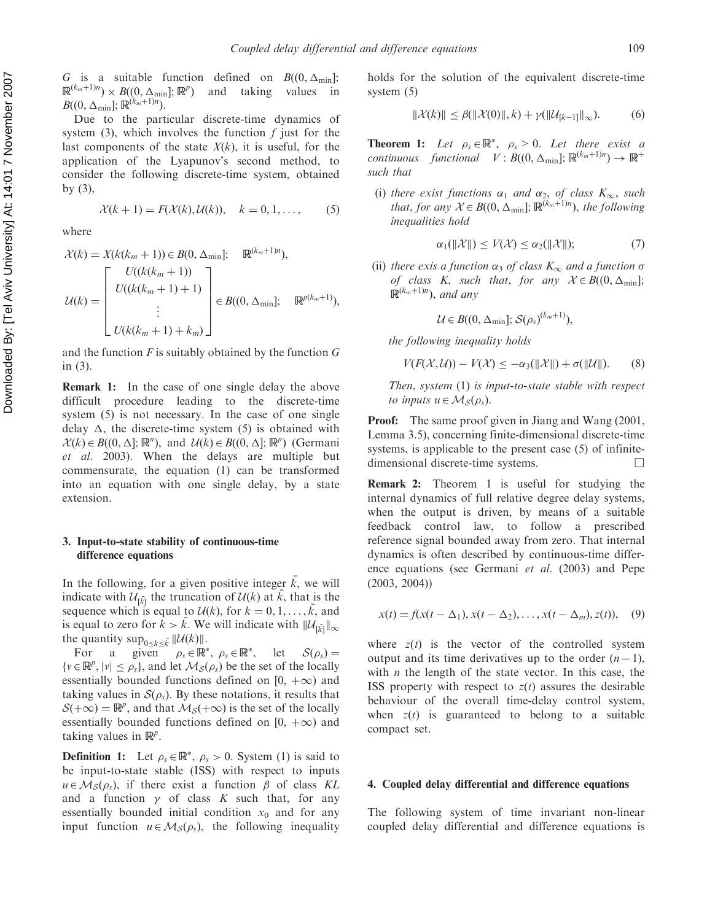$G$ is a suitable function defined on $B((0, \Delta_{\min}]; \mathbb{R}^{(k_m+1)n}) \times B((0, \Delta_{\min}]; \mathbb{R}^p)$ and taking values in $B((0, \Delta_{\min}]; \mathbb{R}^{(k_m+1)n})$.

Due to the particular discrete-time dynamics of system (3), which involves the function $f$ just for the last components of the state $X(k)$, it is useful, for the application of the Lyapunov's second method, to consider the following discrete-time system, obtained by (3),

$$\mathcal{X}(k+1) = F(\mathcal{X}(k), \mathcal{U}(k)), \quad k = 0, 1, \ldots, \tag{5}$$

where

$$\mathcal{X}(k) = X(k(k_m+1)) \in B(0, \Delta_{\min}]; \quad \mathbb{R}^{(k_m+1)n}),$$

$$\mathcal{U}(k) = \begin{bmatrix} U((k(k_m+1)) \\ U((k(k_m+1)+1) \\ \vdots \\ U(k(k_m+1)+k_m) \end{bmatrix} \in B((0, \Delta_{\min}]; \quad \mathbb{R}^{p(k_m+1)}),$$

and the function $F$ is suitably obtained by the function $G$ in (3).

**Remark 1:** In the case of one single delay the above difficult procedure leading to the discrete-time system (5) is not necessary. In the case of one single delay $\Delta$, the discrete-time system (5) is obtained with $\mathcal{X}(k) \in B((0, \Delta]; \mathbb{R}^n)$, and $\mathcal{U}(k) \in B((0, \Delta]; \mathbb{R}^p)$ (Germani *et al*. 2003). When the delays are multiple but commensurate, the equation (1) can be transformed into an equation with one single delay, by a state extension.

## 3. Input-to-state stability of continuous-time difference equations

In the following, for a given positive integer $\bar{k}$, we will indicate with $\mathcal{U}_{[\bar{k}]}$ the truncation of $\mathcal{U}(k)$ at $\bar{k}$, that is the sequence which is equal to $\mathcal{U}(k)$, for $k = 0, 1, \ldots, \bar{k}$, and is equal to zero for $k > \bar{k}$. We will indicate with $\|\mathcal{U}_{[\bar{k}]}\|_\infty$ the quantity $\sup_{0 \le k \le \bar{k}} \|\mathcal{U}(k)\|$.

For a given $\rho_s \in \mathbb{R}^*$, $\rho_s \in \mathbb{R}^*$, let $\mathcal{S}(\rho_s) = \{v \in \mathbb{R}^p, |v| \le \rho_s\}$, and let $\mathcal{M}_\mathcal{S}(\rho_s)$ be the set of the locally essentially bounded functions defined on $[0, +\infty)$ and taking values in $\mathcal{S}(\rho_s)$. By these notations, it results that $\mathcal{S}(+\infty) = \mathbb{R}^p$, and that $\mathcal{M}_\mathcal{S}(+\infty)$ is the set of the locally essentially bounded functions defined on $[0, +\infty)$ and taking values in $\mathbb{R}^p$.

**Definition 1:** Let $\rho_s \in \mathbb{R}^*$, $\rho_s > 0$. System (1) is said to be input-to-state stable (ISS) with respect to inputs $u \in \mathcal{M}_\mathcal{S}(\rho_s)$, if there exist a function $\beta$ of class $KL$ and a function $\gamma$ of class $K$ such that, for any essentially bounded initial condition $x_0$ and for any input function $u \in \mathcal{M}_\mathcal{S}(\rho_s)$, the following inequality holds for the solution of the equivalent discrete-time system (5)

$$\|\mathcal{X}(k)\| \le \beta(\|\mathcal{X}(0)\|, k) + \gamma(\|\mathcal{U}_{[k-1]}\|_\infty). \tag{6}$$

**Theorem 1:** *Let $\rho_s \in \mathbb{R}^*$, $\rho_s > 0$. Let there exist a continuous functional $V : B((0, \Delta_{\min}]; \mathbb{R}^{(k_m+1)n}) \to \mathbb{R}^+$ such that*

(i) *there exist functions $\alpha_1$ and $\alpha_2$, of class $K_\infty$, such that, for any $\mathcal{X} \in B((0, \Delta_{\min}]; \mathbb{R}^{(k_m+1)n})$, the following inequalities hold*

$$\alpha_1(\|\mathcal{X}\|) \le V(\mathcal{X}) \le \alpha_2(\|\mathcal{X}\|); \tag{7}$$

(ii) *there exis a function $\alpha_3$ of class $K_\infty$ and a function $\sigma$ of class $K$, such that, for any $\mathcal{X} \in B((0, \Delta_{\min}]; \mathbb{R}^{(k_m+1)n})$, and any*

$$\mathcal{U} \in B((0, \Delta_{\min}]; \mathcal{S}(\rho_s)^{(k_m+1)}),$$

*the following inequality holds*

$$V(F(\mathcal{X}, \mathcal{U})) - V(\mathcal{X}) \le -\alpha_3(\|\mathcal{X}\|) + \sigma(\|\mathcal{U}\|). \tag{8}$$

*Then, system (1) is input-to-state stable with respect to inputs $u \in \mathcal{M}_\mathcal{S}(\rho_s)$.*

**Proof:** The same proof given in Jiang and Wang (2001, Lemma 3.5), concerning finite-dimensional discrete-time systems, is applicable to the present case (5) of infinite-dimensional discrete-time systems. □

**Remark 2:** Theorem 1 is useful for studying the internal dynamics of full relative degree delay systems, when the output is driven, by means of a suitable feedback control law, to follow a prescribed reference signal bounded away from zero. That internal dynamics is often described by continuous-time difference equations (see Germani *et al*. (2003) and Pepe (2003, 2004))

$$x(t) = f(x(t-\Delta_1), x(t-\Delta_2), \ldots, x(t-\Delta_m), z(t)), \tag{9}$$

where $z(t)$ is the vector of the controlled system output and its time derivatives up to the order $(n-1)$, with $n$ the length of the state vector. In this case, the ISS property with respect to $z(t)$ assures the desirable behaviour of the overall time-delay control system, when $z(t)$ is guaranteed to belong to a suitable compact set.

## 4. Coupled delay differential and difference equations

The following system of time invariant non-linear coupled delay differential and difference equations is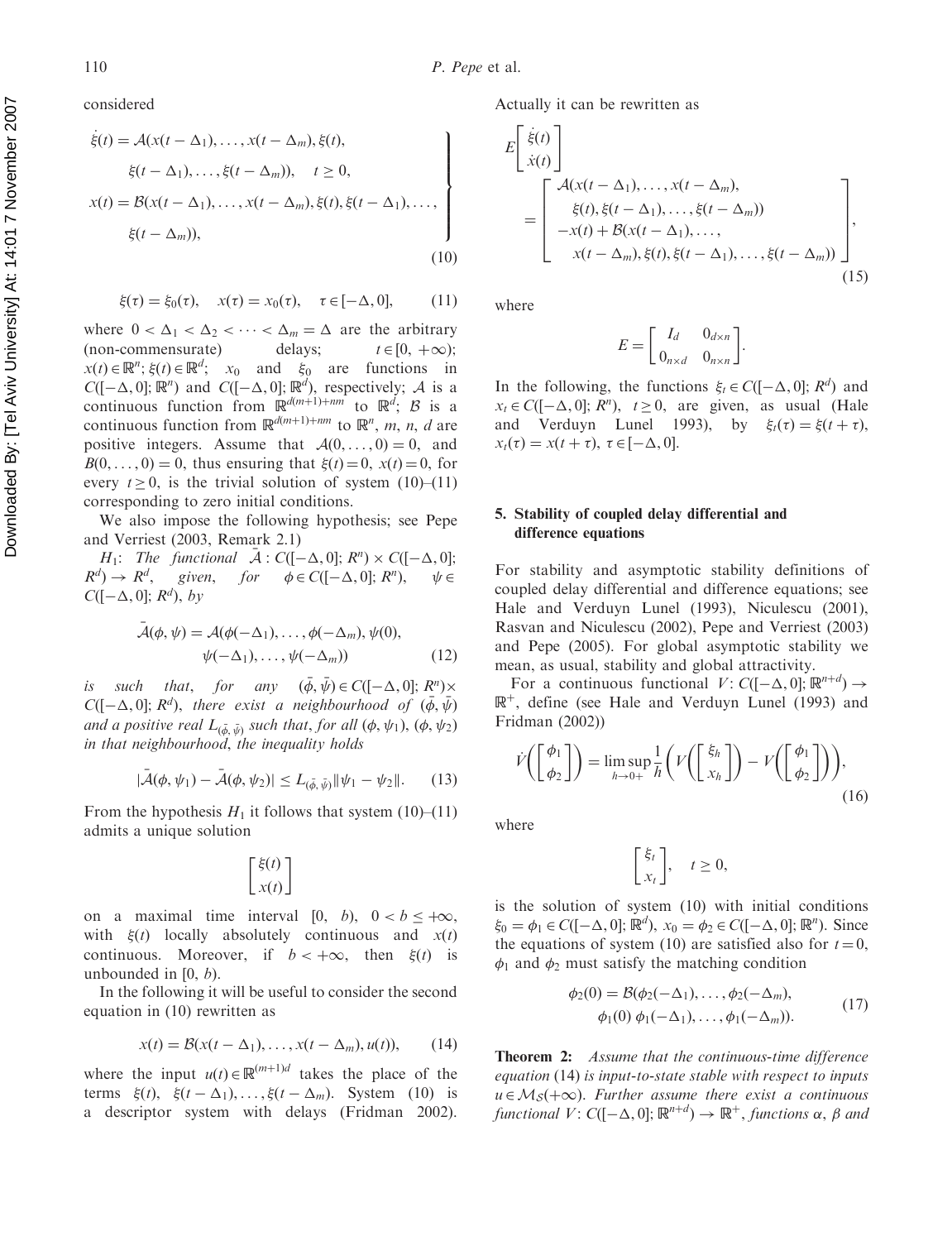considered

$$
\left.\begin{aligned}
\dot{\xi}(t) &= \mathcal{A}(x(t-\Delta_1),\ldots,x(t-\Delta_m),\xi(t),\\
&\qquad \xi(t-\Delta_1),\ldots,\xi(t-\Delta_m)), \quad t\geq 0,\\
x(t) &= \mathcal{B}(x(t-\Delta_1),\ldots,x(t-\Delta_m),\xi(t),\xi(t-\Delta_1),\ldots,\\
&\qquad \xi(t-\Delta_m)),
\end{aligned}\right\} \tag{10}
$$

$$
\xi(\tau)=\xi_0(\tau), \quad x(\tau)=x_0(\tau), \quad \tau\in[-\Delta,0], \tag{11}
$$

where $0<\Delta_1<\Delta_2<\cdots<\Delta_m=\Delta$ are the arbitrary (non-commensurate) delays; $t\in[0,+\infty)$; $x(t)\in\mathbb{R}^n$; $\xi(t)\in\mathbb{R}^d$; $x_0$ and $\xi_0$ are functions in $C([-\Delta,0];\mathbb{R}^n)$ and $C([-\Delta,0];\mathbb{R}^d)$, respectively; $\mathcal{A}$ is a continuous function from $\mathbb{R}^{d(m+1)+nm}$ to $\mathbb{R}^d$; $\mathcal{B}$ is a continuous function from $\mathbb{R}^{d(m+1)+nm}$ to $\mathbb{R}^n$, $m$, $n$, $d$ are positive integers. Assume that $\mathcal{A}(0,\ldots,0)=0$, and $B(0,\ldots,0)=0$, thus ensuring that $\xi(t)=0$, $x(t)=0$, for every $t\geq 0$, is the trivial solution of system (10)–(11) corresponding to zero initial conditions.

We also impose the following hypothesis; see Pepe and Verriest (2003, Remark 2.1)

$H_1$: *The functional* $\bar{\mathcal{A}}: C([-\Delta,0];R^n)\times C([-\Delta,0];R^d)\to R^d$, *given, for* $\phi\in C([-\Delta,0];R^n)$, $\psi\in C([-\Delta,0];R^d)$, *by*

$$
\bar{\mathcal{A}}(\phi,\psi)=\mathcal{A}(\phi(-\Delta_1),\ldots,\phi(-\Delta_m),\psi(0),\psi(-\Delta_1),\ldots,\psi(-\Delta_m)) \tag{12}
$$

*is such that, for any* $(\bar{\phi},\bar{\psi})\in C([-\Delta,0];R^n)\times C([-\Delta,0];R^d)$, *there exist a neighbourhood of* $(\bar{\phi},\bar{\psi})$ *and a positive real* $L_{(\bar{\phi},\bar{\psi})}$ *such that, for all* $(\phi,\psi_1)$, $(\phi,\psi_2)$ *in that neighbourhood, the inequality holds*

$$
|\bar{\mathcal{A}}(\phi,\psi_1)-\bar{\mathcal{A}}(\phi,\psi_2)|\leq L_{(\bar{\phi},\bar{\psi})}\|\psi_1-\psi_2\|. \tag{13}
$$

From the hypothesis $H_1$ it follows that system (10)–(11) admits a unique solution

$$
\begin{bmatrix}\xi(t)\\ x(t)\end{bmatrix}
$$

on a maximal time interval $[0,\ b)$, $0<b\leq+\infty$, with $\xi(t)$ locally absolutely continuous and $x(t)$ continuous. Moreover, if $b<+\infty$, then $\xi(t)$ is unbounded in $[0,b)$.

In the following it will be useful to consider the second equation in (10) rewritten as

$$
x(t)=\mathcal{B}(x(t-\Delta_1),\ldots,x(t-\Delta_m),u(t)), \tag{14}
$$

where the input $u(t)\in\mathbb{R}^{(m+1)d}$ takes the place of the terms $\xi(t)$, $\xi(t-\Delta_1),\ldots,\xi(t-\Delta_m)$. System (10) is a descriptor system with delays (Fridman 2002). Actually it can be rewritten as

$$
E\begin{bmatrix}\dot{\xi}(t)\\ \dot{x}(t)\end{bmatrix}
=\begin{bmatrix}
\mathcal{A}(x(t-\Delta_1),\ldots,x(t-\Delta_m),\\
\quad \xi(t),\xi(t-\Delta_1),\ldots,\xi(t-\Delta_m))\\
-x(t)+\mathcal{B}(x(t-\Delta_1),\ldots,\\
\quad x(t-\Delta_m),\xi(t),\xi(t-\Delta_1),\ldots,\xi(t-\Delta_m))
\end{bmatrix}, \tag{15}
$$

where

$$
E=\begin{bmatrix} I_d & 0_{d\times n}\\ 0_{n\times d} & 0_{n\times n}\end{bmatrix}.
$$

In the following, the functions $\xi_t\in C([-\Delta,0];R^d)$ and $x_t\in C([-\Delta,0];R^n)$, $t\geq 0$, are given, as usual (Hale and Verduyn Lunel 1993), by $\xi_t(\tau)=\xi(t+\tau)$, $x_t(\tau)=x(t+\tau)$, $\tau\in[-\Delta,0]$.

## 5. Stability of coupled delay differential and difference equations

For stability and asymptotic stability definitions of coupled delay differential and difference equations; see Hale and Verduyn Lunel (1993), Niculescu (2001), Rasvan and Niculescu (2002), Pepe and Verriest (2003) and Pepe (2005). For global asymptotic stability we mean, as usual, stability and global attractivity.

For a continuous functional $V: C([-\Delta,0];\mathbb{R}^{n+d})\to\mathbb{R}^+$, define (see Hale and Verduyn Lunel (1993) and Fridman (2002))

$$
\dot{V}\left(\begin{bmatrix}\phi_1\\ \phi_2\end{bmatrix}\right)=\limsup_{h\to 0+}\frac{1}{h}\left(V\left(\begin{bmatrix}\xi_h\\ x_h\end{bmatrix}\right)-V\left(\begin{bmatrix}\phi_1\\ \phi_2\end{bmatrix}\right)\right), \tag{16}
$$

where

$$
\begin{bmatrix}\xi_t\\ x_t\end{bmatrix}, \quad t\geq 0,
$$

is the solution of system (10) with initial conditions $\xi_0=\phi_1\in C([-\Delta,0];\mathbb{R}^d)$, $x_0=\phi_2\in C([-\Delta,0];\mathbb{R}^n)$. Since the equations of system (10) are satisfied also for $t=0$, $\phi_1$ and $\phi_2$ must satisfy the matching condition

$$
\phi_2(0)=\mathcal{B}(\phi_2(-\Delta_1),\ldots,\phi_2(-\Delta_m),\phi_1(0)\ \phi_1(-\Delta_1),\ldots,\phi_1(-\Delta_m)). \tag{17}
$$

**Theorem 2:** *Assume that the continuous-time difference equation* (14) *is input-to-state stable with respect to inputs* $u\in\mathcal{M}_{\mathcal{S}}(+\infty)$. *Further assume there exist a continuous functional* $V: C([-\Delta,0];\mathbb{R}^{n+d})\to\mathbb{R}^+$, *functions* $\alpha$, $\beta$ *and*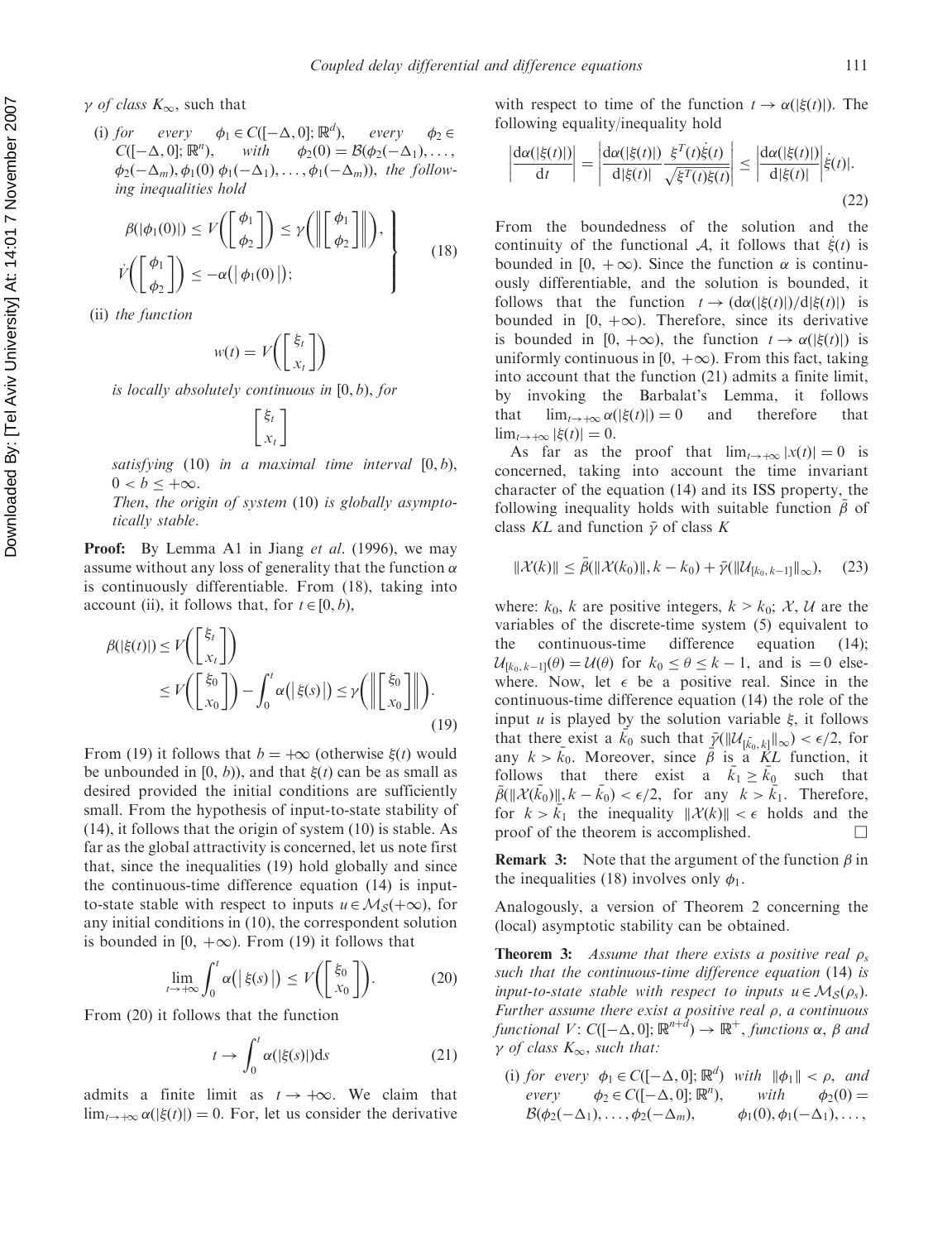$\gamma$ *of class* $K_\infty$, *such that*

(i) *for every* $\phi_1 \in C([-\Delta, 0]; \mathbb{R}^d)$, *every* $\phi_2 \in C([-\Delta, 0]; \mathbb{R}^n)$, *with* $\phi_2(0) = \mathcal{B}(\phi_2(-\Delta_1), \ldots, \phi_2(-\Delta_m), \phi_1(0)\ \phi_1(-\Delta_1), \ldots, \phi_1(-\Delta_m))$, *the following inequalities hold*

$$
\left.
\begin{aligned}
&\beta(|\phi_1(0)|) \le V\left(\begin{bmatrix}\phi_1\\ \phi_2\end{bmatrix}\right) \le \gamma\left(\left\|\begin{bmatrix}\phi_1\\ \phi_2\end{bmatrix}\right\|\right),\\
&\dot{V}\left(\begin{bmatrix}\phi_1\\ \phi_2\end{bmatrix}\right) \le -\alpha(|\phi_1(0)|);
\end{aligned}
\right\} \tag{18}
$$

(ii) *the function*

$$
w(t) = V\left(\begin{bmatrix}\xi_t\\ x_t\end{bmatrix}\right)
$$

*is locally absolutely continuous in* $[0, b)$, *for*

$$
\begin{bmatrix}\xi_t\\ x_t\end{bmatrix}
$$

*satisfying* (10) *in a maximal time interval* $[0, b)$, $0 < b \le +\infty$.

*Then*, *the origin of system* (10) *is globally asymptotically stable*.

**Proof:** By Lemma A1 in Jiang *et al*. (1996), we may assume without any loss of generality that the function $\alpha$ is continuously differentiable. From (18), taking into account (ii), it follows that, for $t \in [0, b)$,

$$
\begin{aligned}
\beta(|\xi(t)|) &\le V\left(\begin{bmatrix}\xi_t\\ x_t\end{bmatrix}\right)\\
&\le V\left(\begin{bmatrix}\xi_0\\ x_0\end{bmatrix}\right) - \int_0^t \alpha(|\xi(s)|) \le \gamma\left(\left\|\begin{bmatrix}\xi_0\\ x_0\end{bmatrix}\right\|\right).
\end{aligned} \tag{19}
$$

From (19) it follows that $b = +\infty$ (otherwise $\xi(t)$ would be unbounded in $[0, b)$), and that $\xi(t)$ can be as small as desired provided the initial conditions are sufficiently small. From the hypothesis of input-to-state stability of (14), it follows that the origin of system (10) is stable. As far as the global attractivity is concerned, let us note first that, since the inequalities (19) hold globally and since the continuous-time difference equation (14) is input-to-state stable with respect to inputs $u \in \mathcal{M}_S(+\infty)$, for any initial conditions in (10), the correspondent solution is bounded in $[0, +\infty)$. From (19) it follows that

$$
\lim_{t \to +\infty} \int_0^t \alpha(|\xi(s)|) \le V\left(\begin{bmatrix}\xi_0\\ x_0\end{bmatrix}\right). \tag{20}
$$

From (20) it follows that the function

$$
t \to \int_0^t \alpha(|\xi(s)|)\mathrm{d}s \tag{21}
$$

admits a finite limit as $t \to +\infty$. We claim that $\lim_{t\to+\infty} \alpha(|\xi(t)|) = 0$. For, let us consider the derivative with respect to time of the function $t \to \alpha(|\xi(t)|)$. The following equality/inequality hold

$$
\left|\frac{\mathrm{d}\alpha(|\xi(t)|)}{\mathrm{d}t}\right| = \left|\frac{\mathrm{d}\alpha(|\xi(t)|)}{\mathrm{d}|\xi(t)|}\frac{\xi^T(t)\dot{\xi}(t)}{\sqrt{\xi^T(t)\xi(t)}}\right| \le \left|\frac{\mathrm{d}\alpha(|\xi(t)|)}{\mathrm{d}|\xi(t)|}\right||\dot{\xi}(t)|. \tag{22}
$$

From the boundedness of the solution and the continuity of the functional $\mathcal{A}$, it follows that $\dot{\xi}(t)$ is bounded in $[0, +\infty)$. Since the function $\alpha$ is continuously differentiable, and the solution is bounded, it follows that the function $t \to (\mathrm{d}\alpha(|\xi(t)|)/\mathrm{d}|\xi(t)|)$ is bounded in $[0, +\infty)$. Therefore, since its derivative is bounded in $[0, +\infty)$, the function $t \to \alpha(|\xi(t)|)$ is uniformly continuous in $[0, +\infty)$. From this fact, taking into account that the function (21) admits a finite limit, by invoking the Barbalat's Lemma, it follows that $\lim_{t\to+\infty} \alpha(|\xi(t)|) = 0$ and therefore that $\lim_{t\to+\infty} |\xi(t)| = 0$.

As far as the proof that $\lim_{t\to+\infty} |x(t)| = 0$ is concerned, taking into account the time invariant character of the equation (14) and its ISS property, the following inequality holds with suitable function $\bar{\beta}$ of class *KL* and function $\bar{\gamma}$ of class *K*

$$
\|\mathcal{X}(k)\| \le \bar{\beta}(\|\mathcal{X}(k_0)\|, k - k_0) + \bar{\gamma}(\|\mathcal{U}_{[k_0, k-1]}\|_\infty), \tag{23}
$$

where: $k_0$, $k$ are positive integers, $k > k_0$; $\mathcal{X}$, $\mathcal{U}$ are the variables of the discrete-time system (5) equivalent to the continuous-time difference equation (14); $\mathcal{U}_{[k_0, k-1]}(\theta) = \mathcal{U}(\theta)$ for $k_0 \le \theta \le k - 1$, and is $= 0$ elsewhere. Now, let $\epsilon$ be a positive real. Since in the continuous-time difference equation (14) the role of the input $u$ is played by the solution variable $\xi$, it follows that there exist a $\bar{k}_0$ such that $\bar{\gamma}(\|\mathcal{U}_{[\bar{k}_0, k]}\|_\infty) < \epsilon/2$, for any $k > \bar{k}_0$. Moreover, since $\bar{\beta}$ is a $KL$ function, it follows that there exist a $\bar{k}_1 \ge \bar{k}_0$ such that $\bar{\beta}(\|\mathcal{X}(\bar{k}_0)\|, k - \bar{k}_0) < \epsilon/2$, for any $k > \bar{k}_1$. Therefore, for $k > \bar{k}_1$ the inequality $\|\mathcal{X}(k)\| < \epsilon$ holds and the proof of the theorem is accomplished. □

**Remark 3:** Note that the argument of the function $\beta$ in the inequalities (18) involves only $\phi_1$.

Analogously, a version of Theorem 2 concerning the (local) asymptotic stability can be obtained.

**Theorem 3:** *Assume that there exists a positive real* $\rho_s$ *such that the continuous-time difference equation* (14) *is input-to-state stable with respect to inputs* $u \in \mathcal{M}_S(\rho_s)$. *Further assume there exist a positive real* $\rho$, *a continuous functional* $V: C([-\Delta, 0]; \mathbb{R}^{n+d}) \to \mathbb{R}^+$, *functions* $\alpha$, $\beta$ *and* $\gamma$ *of class* $K_\infty$, *such that:*

(i) *for every* $\phi_1 \in C([-\Delta, 0]; \mathbb{R}^d)$ *with* $\|\phi_1\| < \rho$, *and every* $\phi_2 \in C([-\Delta, 0]; \mathbb{R}^n)$, *with* $\phi_2(0) = \mathcal{B}(\phi_2(-\Delta_1), \ldots, \phi_2(-\Delta_m), \quad \phi_1(0), \phi_1(-\Delta_1), \ldots,$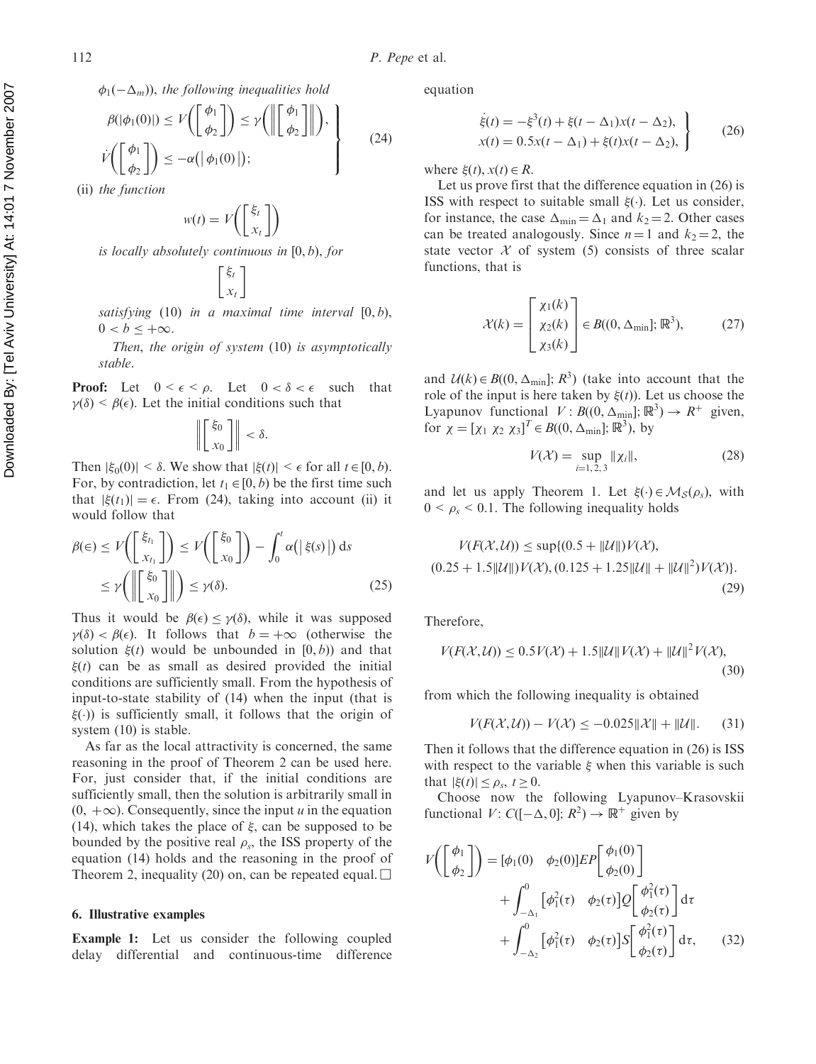$\phi_1(-\Delta_m))$, *the following inequalities hold*

$$\left.\begin{aligned} &\beta(|\phi_1(0)|) \leq V\left(\begin{bmatrix}\phi_1\\ \phi_2\end{bmatrix}\right) \leq \gamma\left(\left\|\begin{bmatrix}\phi_1\\ \phi_2\end{bmatrix}\right\|\right),\\ &\dot{V}\left(\begin{bmatrix}\phi_1\\ \phi_2\end{bmatrix}\right) \leq -\alpha(|\phi_1(0)|); \end{aligned}\right\} \tag{24}$$

(ii) *the function*

$$w(t) = V\left(\begin{bmatrix}\xi_t\\ x_t\end{bmatrix}\right)$$

*is locally absolutely continuous in* $[0, b)$, *for*

$$\begin{bmatrix}\xi_t\\ x_t\end{bmatrix}$$

*satisfying* (10) *in a maximal time interval* $[0, b)$, $0 < b \leq +\infty$.

*Then, the origin of system* (10) *is asymptotically stable.*

**Proof:** Let $0 < \epsilon < \rho$. Let $0 < \delta < \epsilon$ such that $\gamma(\delta) < \beta(\epsilon)$. Let the initial conditions such that

$$\left\|\begin{bmatrix}\xi_0\\ x_0\end{bmatrix}\right\| < \delta.$$

Then $|\xi_0(0)| < \delta$. We show that $|\xi(t)| < \epsilon$ for all $t \in [0, b)$. For, by contradiction, let $t_1 \in [0, b)$ be the first time such that $|\xi(t_1)| = \epsilon$. From (24), taking into account (ii) it would follow that

$$\begin{aligned} \beta(\epsilon) &\leq V\left(\begin{bmatrix}\xi_{t_1}\\ x_{t_1}\end{bmatrix}\right) \leq V\left(\begin{bmatrix}\xi_0\\ x_0\end{bmatrix}\right) - \int_0^t \alpha(|\xi(s)|)\,ds\\ &\leq \gamma\left(\left\|\begin{bmatrix}\xi_0\\ x_0\end{bmatrix}\right\|\right) \leq \gamma(\delta). \end{aligned} \tag{25}$$

Thus it would be $\beta(\epsilon) \leq \gamma(\delta)$, while it was supposed $\gamma(\delta) < \beta(\epsilon)$. It follows that $b = +\infty$ (otherwise the solution $\xi(t)$ would be unbounded in $[0, b)$) and that $\xi(t)$ can be as small as desired provided the initial conditions are sufficiently small. From the hypothesis of input-to-state stability of (14) when the input (that is $\xi(\cdot)$) is sufficiently small, it follows that the origin of system (10) is stable.

As far as the local attractivity is concerned, the same reasoning in the proof of Theorem 2 can be used here. For, just consider that, if the initial conditions are sufficiently small, then the solution is arbitrarily small in $(0, +\infty)$. Consequently, since the input $u$ in the equation (14), which takes the place of $\xi$, can be supposed to be bounded by the positive real $\rho_s$, the ISS property of the equation (14) holds and the reasoning in the proof of Theorem 2, inequality (20) on, can be repeated equal. □

## 6. Illustrative examples

**Example 1:** Let us consider the following coupled delay differential and continuous-time difference equation

$$\left.\begin{aligned} \dot{\xi}(t) &= -\xi^3(t) + \xi(t-\Delta_1)x(t-\Delta_2),\\ x(t) &= 0.5x(t-\Delta_1) + \xi(t)x(t-\Delta_2), \end{aligned}\right\} \tag{26}$$

where $\xi(t), x(t) \in R$.

Let us prove first that the difference equation in (26) is ISS with respect to suitable small $\xi(\cdot)$. Let us consider, for instance, the case $\Delta_{\min} = \Delta_1$ and $k_2 = 2$. Other cases can be treated analogously. Since $n = 1$ and $k_2 = 2$, the state vector $\mathcal{X}$ of system (5) consists of three scalar functions, that is

$$\mathcal{X}(k) = \begin{bmatrix}\chi_1(k)\\ \chi_2(k)\\ \chi_3(k)\end{bmatrix} \in B((0, \Delta_{\min}]; \mathbb{R}^3), \tag{27}$$

and $\mathcal{U}(k) \in B((0, \Delta_{\min}]; R^3)$ (take into account that the role of the input is here taken by $\xi(t)$). Let us choose the Lyapunov functional $V : B((0, \Delta_{\min}]; \mathbb{R}^3) \to R^+$ given, for $\chi = [\chi_1\ \chi_2\ \chi_3]^T \in B((0, \Delta_{\min}]; \mathbb{R}^3)$, by

$$V(\mathcal{X}) = \sup_{i=1,2,3} \|\chi_i\|, \tag{28}$$

and let us apply Theorem 1. Let $\xi(\cdot) \in \mathcal{M}_{\mathcal{S}}(\rho_s)$, with $0 < \rho_s < 0.1$. The following inequality holds

$$\begin{aligned} &V(F(\mathcal{X}, \mathcal{U})) \leq \sup\{(0.5 + \|\mathcal{U}\|)V(\mathcal{X}),\\ &(0.25 + 1.5\|\mathcal{U}\|)V(\mathcal{X}), (0.125 + 1.25\|\mathcal{U}\| + \|\mathcal{U}\|^2)V(\mathcal{X})\}. \end{aligned} \tag{29}$$

Therefore,

$$V(F(\mathcal{X}, \mathcal{U})) \leq 0.5V(\mathcal{X}) + 1.5\|\mathcal{U}\|V(\mathcal{X}) + \|\mathcal{U}\|^2 V(\mathcal{X}), \tag{30}$$

from which the following inequality is obtained

$$V(F(\mathcal{X}, \mathcal{U})) - V(\mathcal{X}) \leq -0.025\|\mathcal{X}\| + \|\mathcal{U}\|. \tag{31}$$

Then it follows that the difference equation in (26) is ISS with respect to the variable $\xi$ when this variable is such that $|\xi(t)| \leq \rho_s$, $t \geq 0$.

Choose now the following Lyapunov–Krasovskii functional $V: C([-\Delta, 0]; R^2) \to \mathbb{R}^+$ given by

$$\begin{aligned} V\left(\begin{bmatrix}\phi_1\\ \phi_2\end{bmatrix}\right) &= [\phi_1(0)\quad \phi_2(0)]EP\begin{bmatrix}\phi_1(0)\\ \phi_2(0)\end{bmatrix}\\ &\quad + \int_{-\Delta_1}^0 \left[\phi_1^2(\tau)\quad \phi_2(\tau)\right]Q\begin{bmatrix}\phi_1^2(\tau)\\ \phi_2(\tau)\end{bmatrix}d\tau\\ &\quad + \int_{-\Delta_2}^0 \left[\phi_1^2(\tau)\quad \phi_2(\tau)\right]S\begin{bmatrix}\phi_1^2(\tau)\\ \phi_2(\tau)\end{bmatrix}d\tau, \end{aligned} \tag{32}$$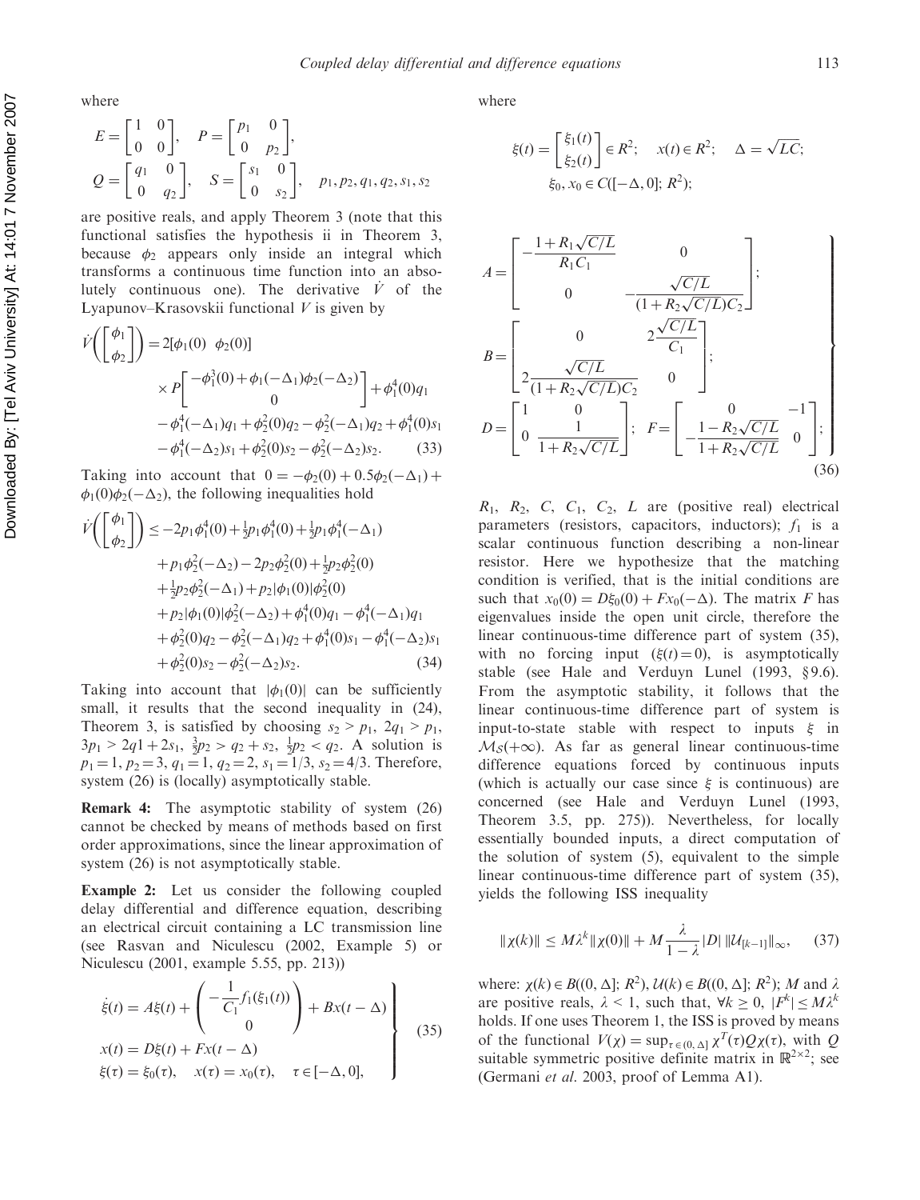where

$$E=\begin{bmatrix}1 & 0\\ 0 & 0\end{bmatrix},\quad P=\begin{bmatrix}p_1 & 0\\ 0 & p_2\end{bmatrix},$$
$$Q=\begin{bmatrix}q_1 & 0\\ 0 & q_2\end{bmatrix},\quad S=\begin{bmatrix}s_1 & 0\\ 0 & s_2\end{bmatrix},\quad p_1,p_2,q_1,q_2,s_1,s_2$$

are positive reals, and apply Theorem 3 (note that this functional satisfies the hypothesis ii in Theorem 3, because $\phi_2$ appears only inside an integral which transforms a continuous time function into an absolutely continuous one). The derivative $\dot{V}$ of the Lyapunov–Krasovskii functional $V$ is given by

$$\begin{aligned}\dot{V}\left(\begin{bmatrix}\phi_1\\ \phi_2\end{bmatrix}\right) &= 2[\phi_1(0)\ \ \phi_2(0)]\\ &\quad\times P\begin{bmatrix}-\phi_1^3(0)+\phi_1(-\Delta_1)\phi_2(-\Delta_2)\\ 0\end{bmatrix}+\phi_1^4(0)q_1\\ &\quad-\phi_1^4(-\Delta_1)q_1+\phi_2^2(0)q_2-\phi_2^2(-\Delta_1)q_2+\phi_1^4(0)s_1\\ &\quad-\phi_1^4(-\Delta_2)s_1+\phi_2^2(0)s_2-\phi_2^2(-\Delta_2)s_2. \end{aligned}\tag{33}$$

Taking into account that $0=-\phi_2(0)+0.5\phi_2(-\Delta_1)+\phi_1(0)\phi_2(-\Delta_2)$, the following inequalities hold

$$\begin{aligned}\dot{V}\left(\begin{bmatrix}\phi_1\\ \phi_2\end{bmatrix}\right) &\le -2p_1\phi_1^4(0)+\tfrac{1}{2}p_1\phi_1^4(0)+\tfrac{1}{2}p_1\phi_1^4(-\Delta_1)\\ &\quad+p_1\phi_2^2(-\Delta_2)-2p_2\phi_2^2(0)+\tfrac{1}{2}p_2\phi_2^2(0)\\ &\quad+\tfrac{1}{2}p_2\phi_2^2(-\Delta_1)+p_2|\phi_1(0)|\phi_2^2(0)\\ &\quad+p_2|\phi_1(0)|\phi_2^2(-\Delta_2)+\phi_1^4(0)q_1-\phi_1^4(-\Delta_1)q_1\\ &\quad+\phi_2^2(0)q_2-\phi_2^2(-\Delta_1)q_2+\phi_1^4(0)s_1-\phi_1^4(-\Delta_2)s_1\\ &\quad+\phi_2^2(0)s_2-\phi_2^2(-\Delta_2)s_2. \end{aligned}\tag{34}$$

Taking into account that $|\phi_1(0)|$ can be sufficiently small, it results that the second inequality in (24), Theorem 3, is satisfied by choosing $s_2>p_1$, $2q_1>p_1$, $3p_1>2q1+2s_1$, $\frac{3}{2}p_2>q_2+s_2$, $\frac{1}{2}p_2<q_2$. A solution is $p_1=1$, $p_2=3$, $q_1=1$, $q_2=2$, $s_1=1/3$, $s_2=4/3$. Therefore, system (26) is (locally) asymptotically stable.

**Remark 4:** The asymptotic stability of system (26) cannot be checked by means of methods based on first order approximations, since the linear approximation of system (26) is not asymptotically stable.

**Example 2:** Let us consider the following coupled delay differential and difference equation, describing an electrical circuit containing a LC transmission line (see Rasvan and Niculescu (2002, Example 5) or Niculescu (2001, example 5.55, pp. 213))

$$\left.\begin{aligned}&\dot{\xi}(t)=A\xi(t)+\begin{pmatrix}-\dfrac{1}{C_1}f_1(\xi_1(t))\\ 0\end{pmatrix}+Bx(t-\Delta)\\ &x(t)=D\xi(t)+Fx(t-\Delta)\\ &\xi(\tau)=\xi_0(\tau),\quad x(\tau)=x_0(\tau),\quad \tau\in[-\Delta,0],\end{aligned}\right\}\tag{35}$$

where

$$\xi(t)=\begin{bmatrix}\xi_1(t)\\ \xi_2(t)\end{bmatrix}\in R^2;\quad x(t)\in R^2;\quad \Delta=\sqrt{LC};$$
$$\xi_0,x_0\in C([-\Delta,0];R^2);$$

$$\left.\begin{aligned}&A=\begin{bmatrix}-\dfrac{1+R_1\sqrt{C/L}}{R_1C_1} & 0\\ 0 & -\dfrac{\sqrt{C/L}}{(1+R_2\sqrt{C/L})C_2}\end{bmatrix};\\ &B=\begin{bmatrix}0 & 2\dfrac{\sqrt{C/L}}{C_1}\\ 2\dfrac{\sqrt{C/L}}{(1+R_2\sqrt{C/L})C_2} & 0\end{bmatrix};\\ &D=\begin{bmatrix}1 & 0\\ 0 & \dfrac{1}{1+R_2\sqrt{C/L}}\end{bmatrix};\quad F=\begin{bmatrix}0 & -1\\ -\dfrac{1-R_2\sqrt{C/L}}{1+R_2\sqrt{C/L}} & 0\end{bmatrix};\end{aligned}\right\}\tag{36}$$

$R_1$, $R_2$, $C$, $C_1$, $C_2$, $L$ are (positive real) electrical parameters (resistors, capacitors, inductors); $f_1$ is a scalar continuous function describing a non-linear resistor. Here we hypothesize that the matching condition is verified, that is the initial conditions are such that $x_0(0)=D\xi_0(0)+Fx_0(-\Delta)$. The matrix $F$ has eigenvalues inside the open unit circle, therefore the linear continuous-time difference part of system (35), with no forcing input ($\xi(t)=0$), is asymptotically stable (see Hale and Verduyn Lunel (1993, §9.6). From the asymptotic stability, it follows that the linear continuous-time difference part of system is input-to-state stable with respect to inputs $\xi$ in $\mathcal{M}_S(+\infty)$. As far as general linear continuous-time difference equations forced by continuous inputs (which is actually our case since $\xi$ is continuous) are concerned (see Hale and Verduyn Lunel (1993, Theorem 3.5, pp. 275)). Nevertheless, for locally essentially bounded inputs, a direct computation of the solution of system (5), equivalent to the simple linear continuous-time difference part of system (35), yields the following ISS inequality

$$\|\chi(k)\|\le M\lambda^k\|\chi(0)\|+M\frac{\lambda}{1-\lambda}|D|\,\|\mathcal{U}_{[k-1]}\|_\infty,\tag{37}$$

where: $\chi(k)\in B((0,\Delta];R^2)$, $\mathcal{U}(k)\in B((0,\Delta];R^2)$; $M$ and $\lambda$ are positive reals, $\lambda<1$, such that, $\forall k\ge 0$, $|F^k|\le M\lambda^k$ holds. If one uses Theorem 1, the ISS is proved by means of the functional $V(\chi)=\sup_{\tau\in(0,\Delta]}\chi^T(\tau)Q\chi(\tau)$, with $Q$ suitable symmetric positive definite matrix in $\mathbb{R}^{2\times 2}$; see (Germani *et al.* 2003, proof of Lemma A1).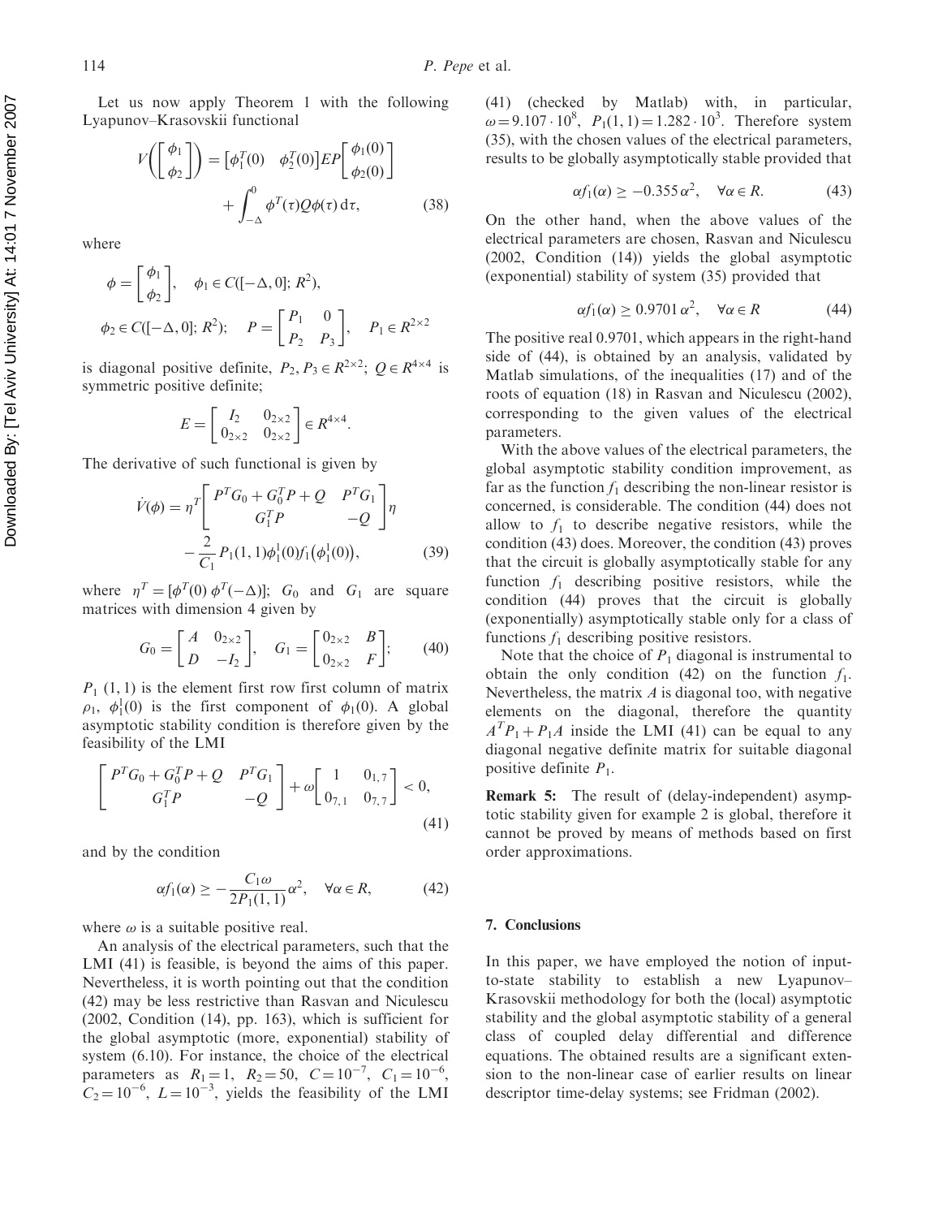Let us now apply Theorem 1 with the following Lyapunov–Krasovskii functional

$$V\left(\begin{bmatrix}\phi_1\\ \phi_2\end{bmatrix}\right) = \begin{bmatrix}\phi_1^T(0) & \phi_2^T(0)\end{bmatrix} EP \begin{bmatrix}\phi_1(0)\\ \phi_2(0)\end{bmatrix} + \int_{-\Delta}^{0} \phi^T(\tau) Q \phi(\tau)\, d\tau, \tag{38}$$

where

$$\phi = \begin{bmatrix}\phi_1\\ \phi_2\end{bmatrix}, \quad \phi_1 \in C([-\Delta, 0]; R^2),$$

$$\phi_2 \in C([-\Delta, 0]; R^2); \quad P = \begin{bmatrix}P_1 & 0\\ P_2 & P_3\end{bmatrix}, \quad P_1 \in R^{2\times 2}$$

is diagonal positive definite, $P_2, P_3 \in R^{2\times 2}$; $Q \in R^{4\times 4}$ is symmetric positive definite;

$$E = \begin{bmatrix}I_2 & 0_{2\times 2}\\ 0_{2\times 2} & 0_{2\times 2}\end{bmatrix} \in R^{4\times 4}.$$

The derivative of such functional is given by

$$\dot{V}(\phi) = \eta^T \begin{bmatrix}P^T G_0 + G_0^T P + Q & P^T G_1\\ G_1^T P & -Q\end{bmatrix} \eta - \frac{2}{C_1} P_1(1,1) \phi_1^1(0) f_1\left(\phi_1^1(0)\right), \tag{39}$$

where $\eta^T = [\phi^T(0)\ \phi^T(-\Delta)]$; $G_0$ and $G_1$ are square matrices with dimension 4 given by

$$G_0 = \begin{bmatrix}A & 0_{2\times 2}\\ D & -I_2\end{bmatrix}, \quad G_1 = \begin{bmatrix}0_{2\times 2} & B\\ 0_{2\times 2} & F\end{bmatrix}; \tag{40}$$

$P_1$ (1, 1) is the element first row first column of matrix $\rho_1$, $\phi_1^1(0)$ is the first component of $\phi_1(0)$. A global asymptotic stability condition is therefore given by the feasibility of the LMI

$$\begin{bmatrix}P^T G_0 + G_0^T P + Q & P^T G_1\\ G_1^T P & -Q\end{bmatrix} + \omega \begin{bmatrix}1 & 0_{1,7}\\ 0_{7,1} & 0_{7,7}\end{bmatrix} < 0, \tag{41}$$

and by the condition

$$\alpha f_1(\alpha) \geq -\frac{C_1 \omega}{2 P_1(1,1)} \alpha^2, \quad \forall \alpha \in R, \tag{42}$$

where $\omega$ is a suitable positive real.

An analysis of the electrical parameters, such that the LMI (41) is feasible, is beyond the aims of this paper. Nevertheless, it is worth pointing out that the condition (42) may be less restrictive than Rasvan and Niculescu (2002, Condition (14), pp. 163), which is sufficient for the global asymptotic (more, exponential) stability of system (6.10). For instance, the choice of the electrical parameters as $R_1 = 1$, $R_2 = 50$, $C = 10^{-7}$, $C_1 = 10^{-6}$, $C_2 = 10^{-6}$, $L = 10^{-3}$, yields the feasibility of the LMI (41) (checked by Matlab) with, in particular, $\omega = 9.107 \cdot 10^8$, $P_1(1,1) = 1.282 \cdot 10^3$. Therefore system (35), with the chosen values of the electrical parameters, results to be globally asymptotically stable provided that

$$\alpha f_1(\alpha) \geq -0.355\, \alpha^2, \quad \forall \alpha \in R. \tag{43}$$

On the other hand, when the above values of the electrical parameters are chosen, Rasvan and Niculescu (2002, Condition (14)) yields the global asymptotic (exponential) stability of system (35) provided that

$$\alpha f_1(\alpha) \geq 0.9701\, \alpha^2, \quad \forall \alpha \in R \tag{44}$$

The positive real 0.9701, which appears in the right-hand side of (44), is obtained by an analysis, validated by Matlab simulations, of the inequalities (17) and of the roots of equation (18) in Rasvan and Niculescu (2002), corresponding to the given values of the electrical parameters.

With the above values of the electrical parameters, the global asymptotic stability condition improvement, as far as the function $f_1$ describing the non-linear resistor is concerned, is considerable. The condition (44) does not allow to $f_1$ to describe negative resistors, while the condition (43) does. Moreover, the condition (43) proves that the circuit is globally asymptotically stable for any function $f_1$ describing positive resistors, while the condition (44) proves that the circuit is globally (exponentially) asymptotically stable only for a class of functions $f_1$ describing positive resistors.

Note that the choice of $P_1$ diagonal is instrumental to obtain the only condition (42) on the function $f_1$. Nevertheless, the matrix $A$ is diagonal too, with negative elements on the diagonal, therefore the quantity $A^T P_1 + P_1 A$ inside the LMI (41) can be equal to any diagonal negative definite matrix for suitable diagonal positive definite $P_1$.

**Remark 5:** The result of (delay-independent) asymptotic stability given for example 2 is global, therefore it cannot be proved by means of methods based on first order approximations.

## 7. Conclusions

In this paper, we have employed the notion of input-to-state stability to establish a new Lyapunov–Krasovskii methodology for both the (local) asymptotic stability and the global asymptotic stability of a general class of coupled delay differential and difference equations. The obtained results are a significant extension to the non-linear case of earlier results on linear descriptor time-delay systems; see Fridman (2002).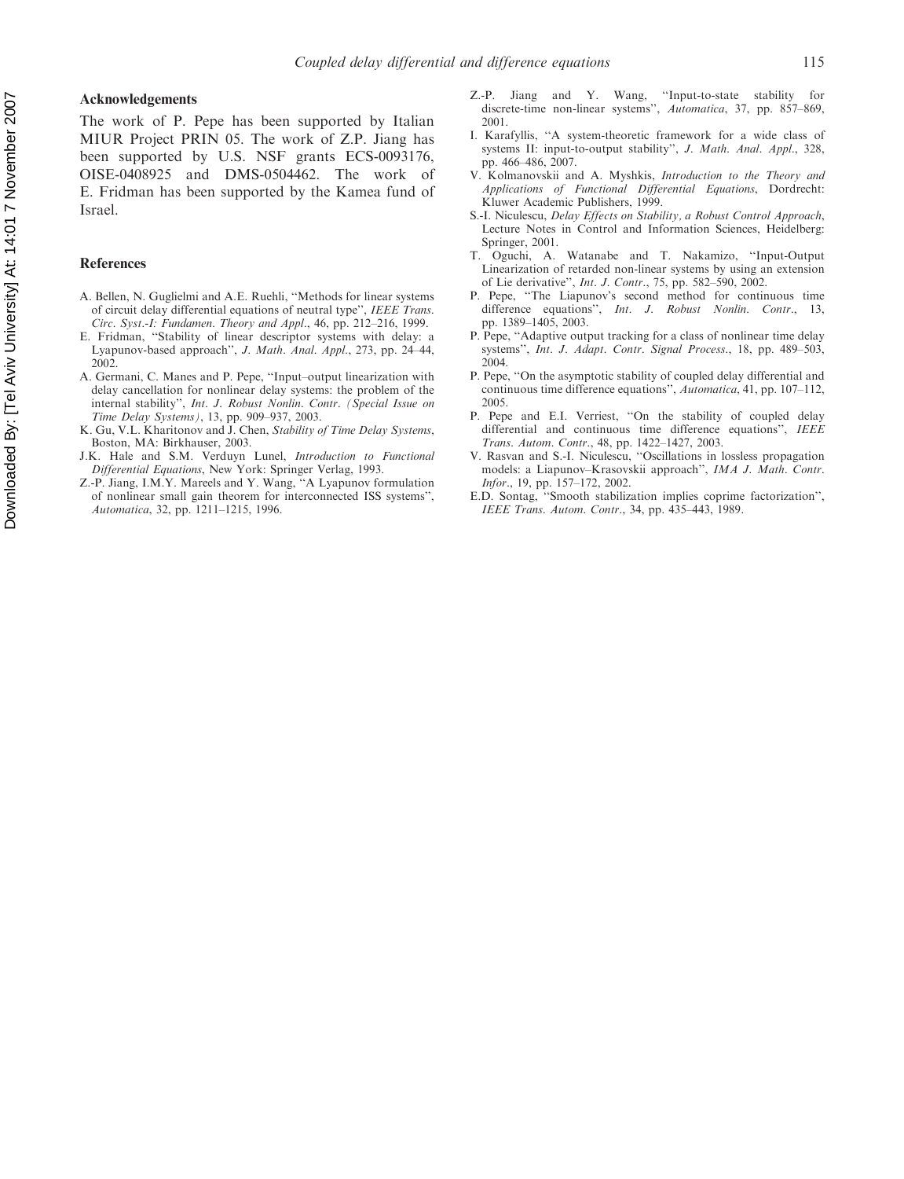## Acknowledgements

The work of P. Pepe has been supported by Italian MIUR Project PRIN 05. The work of Z.P. Jiang has been supported by U.S. NSF grants ECS-0093176, OISE-0408925 and DMS-0504462. The work of E. Fridman has been supported by the Kamea fund of Israel.

## References

A. Bellen, N. Guglielmi and A.E. Ruehli, "Methods for linear systems of circuit delay differential equations of neutral type", *IEEE Trans. Circ. Syst.-I: Fundamen. Theory and Appl.*, 46, pp. 212–216, 1999.

E. Fridman, "Stability of linear descriptor systems with delay: a Lyapunov-based approach", *J. Math. Anal. Appl.*, 273, pp. 24–44, 2002.

A. Germani, C. Manes and P. Pepe, "Input–output linearization with delay cancellation for nonlinear delay systems: the problem of the internal stability", *Int. J. Robust Nonlin. Contr. (Special Issue on Time Delay Systems)*, 13, pp. 909–937, 2003.

K. Gu, V.L. Kharitonov and J. Chen, *Stability of Time Delay Systems*, Boston, MA: Birkhauser, 2003.

J.K. Hale and S.M. Verduyn Lunel, *Introduction to Functional Differential Equations*, New York: Springer Verlag, 1993.

Z.-P. Jiang, I.M.Y. Mareels and Y. Wang, "A Lyapunov formulation of nonlinear small gain theorem for interconnected ISS systems", *Automatica*, 32, pp. 1211–1215, 1996.

Z.-P. Jiang and Y. Wang, "Input-to-state stability for discrete-time non-linear systems", *Automatica*, 37, pp. 857–869, 2001.

I. Karafyllis, "A system-theoretic framework for a wide class of systems II: input-to-output stability", *J. Math. Anal. Appl.*, 328, pp. 466–486, 2007.

V. Kolmanovskii and A. Myshkis, *Introduction to the Theory and Applications of Functional Differential Equations*, Dordrecht: Kluwer Academic Publishers, 1999.

S.-I. Niculescu, *Delay Effects on Stability, a Robust Control Approach*, Lecture Notes in Control and Information Sciences, Heidelberg: Springer, 2001.

T. Oguchi, A. Watanabe and T. Nakamizo, "Input-Output Linearization of retarded non-linear systems by using an extension of Lie derivative", *Int. J. Contr.*, 75, pp. 582–590, 2002.

P. Pepe, "The Liapunov's second method for continuous time difference equations", *Int. J. Robust Nonlin. Contr.*, 13, pp. 1389–1405, 2003.

P. Pepe, "Adaptive output tracking for a class of nonlinear time delay systems", *Int. J. Adapt. Contr. Signal Process.*, 18, pp. 489–503, 2004.

P. Pepe, "On the asymptotic stability of coupled delay differential and continuous time difference equations", *Automatica*, 41, pp. 107–112, 2005.

P. Pepe and E.I. Verriest, "On the stability of coupled delay differential and continuous time difference equations", *IEEE Trans. Autom. Contr.*, 48, pp. 1422–1427, 2003.

V. Rasvan and S.-I. Niculescu, "Oscillations in lossless propagation models: a Liapunov–Krasovskii approach", *IMA J. Math. Contr. Infor.*, 19, pp. 157–172, 2002.

E.D. Sontag, "Smooth stabilization implies coprime factorization", *IEEE Trans. Autom. Contr.*, 34, pp. 435–443, 1989.